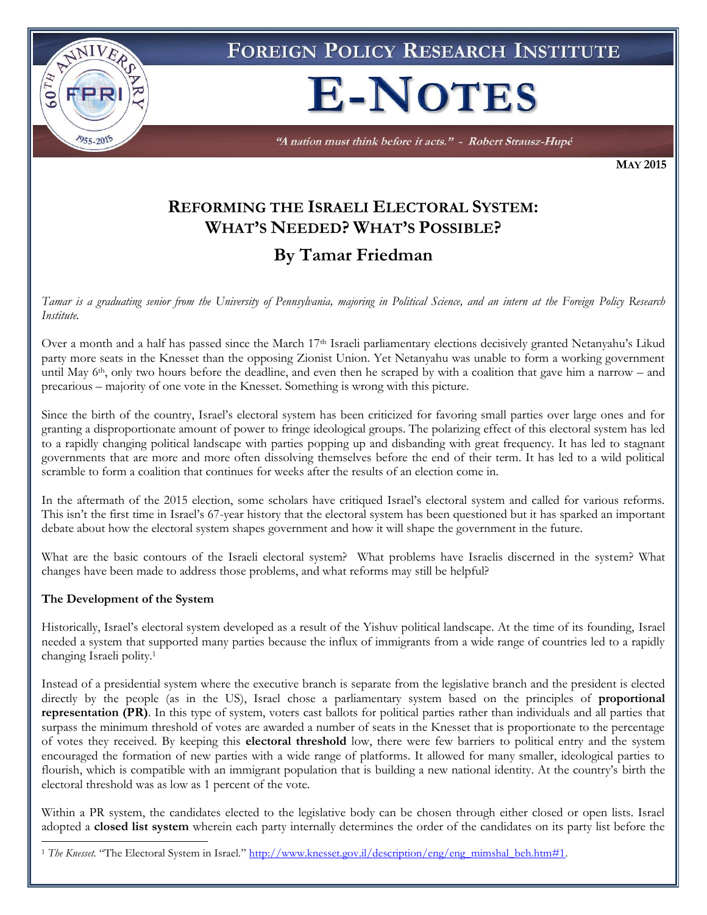# FOREIGN POLICY RESEARCH INSTITUTE

# E-NOTES

*"A nation must think before it acts." - Robert Strausz-Hupé*

**MAY 2015**

## REFORMING THE ISRAELI ELECTORAL SYSTEM: WHAT'S NEEDED? WHAT'S POSSIBLE?

### By Tamar Friedman

*Tamar is a graduating senior from the University of Pennsylvania, majoring in Political Science, and an intern at the Foreign Policy Research Institute.*

Over a month and a half has passed since the March 17th Israeli parliamentary elections decisively granted Netanyahu's Likud party more seats in the Knesset than the opposing Zionist Union. Yet Netanyahu was unable to form a working government until May 6th, only two hours before the deadline, and even then he scraped by with a coalition that gave him a narrow – and precarious – majority of one vote in the Knesset. Something is wrong with this picture.

Since the birth of the country, Israel's electoral system has been criticized for favoring small parties over large ones and for granting a disproportionate amount of power to fringe ideological groups. The polarizing effect of this electoral system has led to a rapidly changing political landscape with parties popping up and disbanding with great frequency. It has led to stagnant governments that are more and more often dissolving themselves before the end of their term. It has led to a wild political scramble to form a coalition that continues for weeks after the results of an election come in.

In the aftermath of the 2015 election, some scholars have critiqued Israel's electoral system and called for various reforms. This isn't the first time in Israel's 67-year history that the electoral system has been questioned but it has sparked an important debate about how the electoral system shapes government and how it will shape the government in the future.

What are the basic contours of the Israeli electoral system? What problems have Israelis discerned in the system? What changes have been made to address those problems, and what reforms may still be helpful?

**The Development of the System**

Historically, Israel's electoral system developed as a result of the Yishuv political landscape. At the time of its founding, Israel needed a system that supported many parties because the influx of immigrants from a wide range of countries led to a rapidly changing Israeli polity.[1]

Instead of a presidential system where the executive branch is separate from the legislative branch and the president is elected directly by the people (as in the US), Israel chose a parliamentary system based on the principles of **proportional representation (PR)**. In this type of system, voters cast ballots for political parties rather than individuals and all parties that surpass the minimum threshold of votes are awarded a number of seats in the Knesset that is proportionate to the percentage of votes they received. By keeping this **electoral threshold** low, there were few barriers to political entry and the system encouraged the formation of new parties with a wide range of platforms. It allowed for many smaller, ideological parties to flourish, which is compatible with an immigrant population that is building a new national identity. At the country's birth the electoral threshold was as low as 1 percent of the vote.

Within a PR system, the candidates elected to the legislative body can be chosen through either closed or open lists. Israel adopted a **closed list system** wherein each party internally determines the order of the candidates on its party list before the

[1] *The Knesset.* "The Electoral System in Israel." http://www.knesset.gov.il/description/eng/eng_mimshal_beh.htm#1.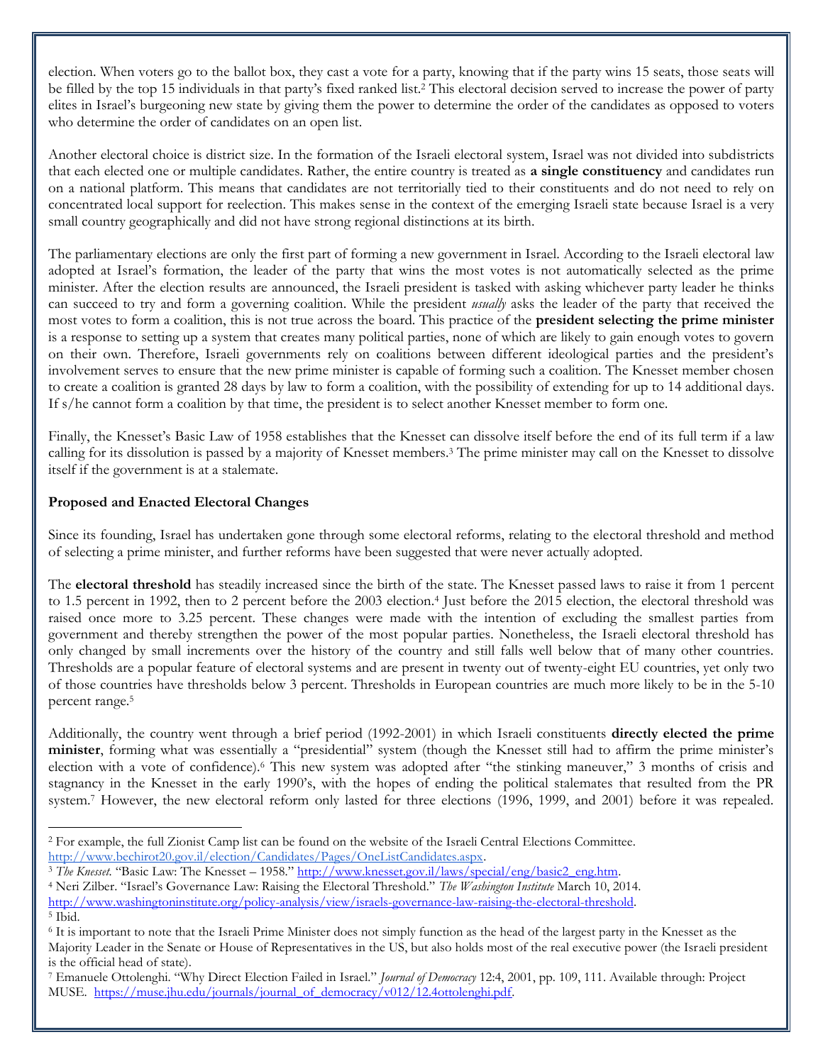election. When voters go to the ballot box, they cast a vote for a party, knowing that if the party wins 15 seats, those seats will be filled by the top 15 individuals in that party's fixed ranked list.[2] This electoral decision served to increase the power of party elites in Israel's burgeoning new state by giving them the power to determine the order of the candidates as opposed to voters who determine the order of candidates on an open list.

Another electoral choice is district size. In the formation of the Israeli electoral system, Israel was not divided into subdistricts that each elected one or multiple candidates. Rather, the entire country is treated as **a single constituency** and candidates run on a national platform. This means that candidates are not territorially tied to their constituents and do not need to rely on concentrated local support for reelection. This makes sense in the context of the emerging Israeli state because Israel is a very small country geographically and did not have strong regional distinctions at its birth.

The parliamentary elections are only the first part of forming a new government in Israel. According to the Israeli electoral law adopted at Israel's formation, the leader of the party that wins the most votes is not automatically selected as the prime minister. After the election results are announced, the Israeli president is tasked with asking whichever party leader he thinks can succeed to try and form a governing coalition. While the president *usually* asks the leader of the party that received the most votes to form a coalition, this is not true across the board. This practice of the **president selecting the prime minister** is a response to setting up a system that creates many political parties, none of which are likely to gain enough votes to govern on their own. Therefore, Israeli governments rely on coalitions between different ideological parties and the president's involvement serves to ensure that the new prime minister is capable of forming such a coalition. The Knesset member chosen to create a coalition is granted 28 days by law to form a coalition, with the possibility of extending for up to 14 additional days. If s/he cannot form a coalition by that time, the president is to select another Knesset member to form one.

Finally, the Knesset's Basic Law of 1958 establishes that the Knesset can dissolve itself before the end of its full term if a law calling for its dissolution is passed by a majority of Knesset members.[3] The prime minister may call on the Knesset to dissolve itself if the government is at a stalemate.

### Proposed and Enacted Electoral Changes

Since its founding, Israel has undertaken gone through some electoral reforms, relating to the electoral threshold and method of selecting a prime minister, and further reforms have been suggested that were never actually adopted.

The **electoral threshold** has steadily increased since the birth of the state. The Knesset passed laws to raise it from 1 percent to 1.5 percent in 1992, then to 2 percent before the 2003 election.[4] Just before the 2015 election, the electoral threshold was raised once more to 3.25 percent. These changes were made with the intention of excluding the smallest parties from government and thereby strengthen the power of the most popular parties. Nonetheless, the Israeli electoral threshold has only changed by small increments over the history of the country and still falls well below that of many other countries. Thresholds are a popular feature of electoral systems and are present in twenty out of twenty-eight EU countries, yet only two of those countries have thresholds below 3 percent. Thresholds in European countries are much more likely to be in the 5-10 percent range.[5]

Additionally, the country went through a brief period (1992-2001) in which Israeli constituents **directly elected the prime minister**, forming what was essentially a "presidential" system (though the Knesset still had to affirm the prime minister's election with a vote of confidence).[6] This new system was adopted after "the stinking maneuver," 3 months of crisis and stagnancy in the Knesset in the early 1990's, with the hopes of ending the political stalemates that resulted from the PR system.[7] However, the new electoral reform only lasted for three elections (1996, 1999, and 2001) before it was repealed.

---

[2] For example, the full Zionist Camp list can be found on the website of the Israeli Central Elections Committee. http://www.bechirot20.gov.il/election/Candidates/Pages/OneListCandidates.aspx.

[3] *The Knesset*. "Basic Law: The Knesset – 1958." http://www.knesset.gov.il/laws/special/eng/basic2_eng.htm.

[4] Neri Zilber. "Israel's Governance Law: Raising the Electoral Threshold." *The Washington Institute* March 10, 2014. http://www.washingtoninstitute.org/policy-analysis/view/israels-governance-law-raising-the-electoral-threshold.

[5] Ibid.

[6] It is important to note that the Israeli Prime Minister does not simply function as the head of the largest party in the Knesset as the Majority Leader in the Senate or House of Representatives in the US, but also holds most of the real executive power (the Israeli president is the official head of state).

[7] Emanuele Ottolenghi. "Why Direct Election Failed in Israel." *Journal of Democracy* 12:4, 2001, pp. 109, 111. Available through: Project MUSE. https://muse.jhu.edu/journals/journal_of_democracy/v012/12.4ottolenghi.pdf.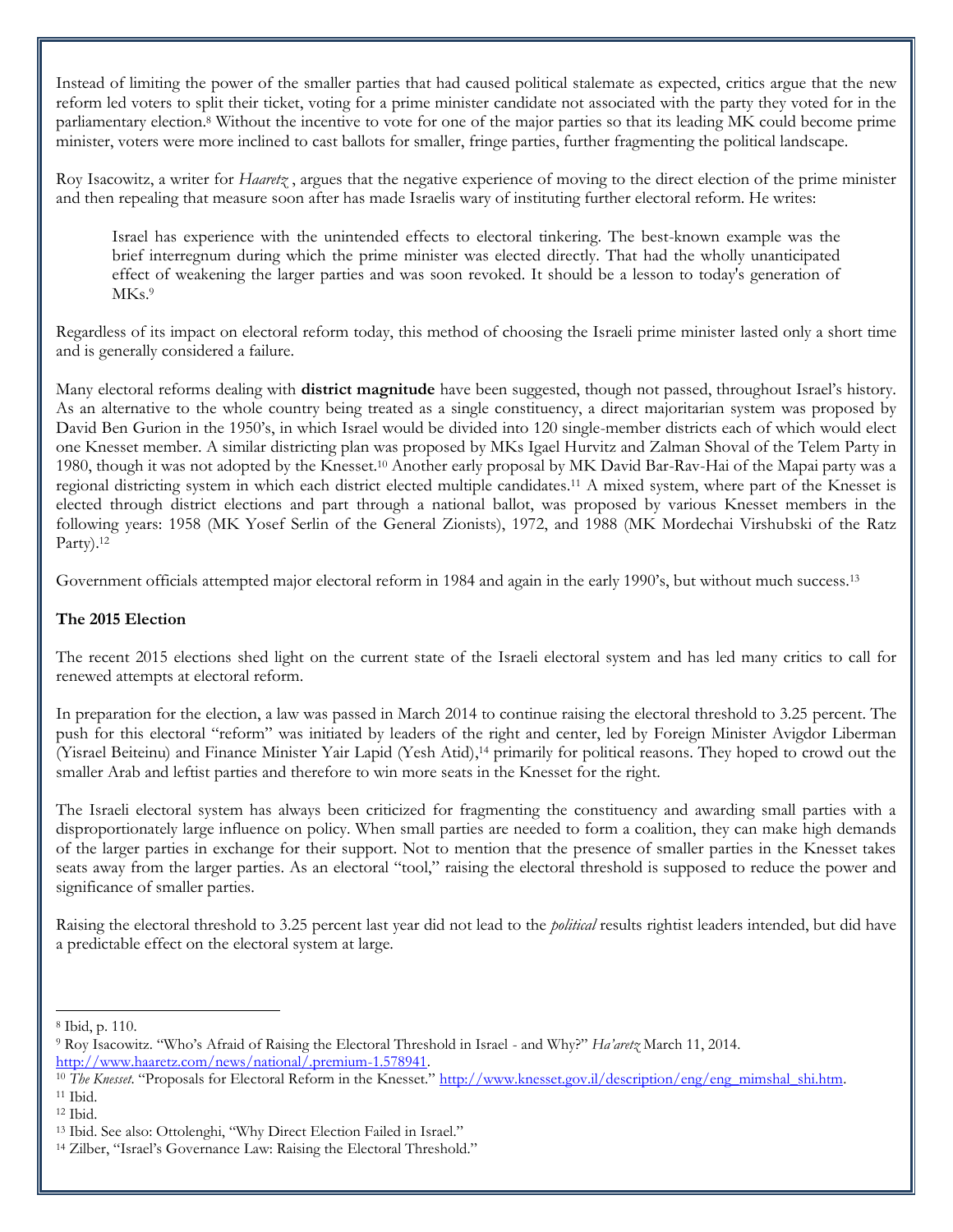Instead of limiting the power of the smaller parties that had caused political stalemate as expected, critics argue that the new reform led voters to split their ticket, voting for a prime minister candidate not associated with the party they voted for in the parliamentary election.[8] Without the incentive to vote for one of the major parties so that its leading MK could become prime minister, voters were more inclined to cast ballots for smaller, fringe parties, further fragmenting the political landscape.

Roy Isacowitz, a writer for *Haaretz* , argues that the negative experience of moving to the direct election of the prime minister and then repealing that measure soon after has made Israelis wary of instituting further electoral reform. He writes:

> Israel has experience with the unintended effects to electoral tinkering. The best-known example was the brief interregnum during which the prime minister was elected directly. That had the wholly unanticipated effect of weakening the larger parties and was soon revoked. It should be a lesson to today's generation of MKs.[9]

Regardless of its impact on electoral reform today, this method of choosing the Israeli prime minister lasted only a short time and is generally considered a failure.

Many electoral reforms dealing with **district magnitude** have been suggested, though not passed, throughout Israel's history. As an alternative to the whole country being treated as a single constituency, a direct majoritarian system was proposed by David Ben Gurion in the 1950's, in which Israel would be divided into 120 single-member districts each of which would elect one Knesset member. A similar districting plan was proposed by MKs Igael Hurvitz and Zalman Shoval of the Telem Party in 1980, though it was not adopted by the Knesset.[10] Another early proposal by MK David Bar-Rav-Hai of the Mapai party was a regional districting system in which each district elected multiple candidates.[11] A mixed system, where part of the Knesset is elected through district elections and part through a national ballot, was proposed by various Knesset members in the following years: 1958 (MK Yosef Serlin of the General Zionists), 1972, and 1988 (MK Mordechai Virshubski of the Ratz Party).[12]

Government officials attempted major electoral reform in 1984 and again in the early 1990's, but without much success.[13]

## The 2015 Election

The recent 2015 elections shed light on the current state of the Israeli electoral system and has led many critics to call for renewed attempts at electoral reform.

In preparation for the election, a law was passed in March 2014 to continue raising the electoral threshold to 3.25 percent. The push for this electoral "reform" was initiated by leaders of the right and center, led by Foreign Minister Avigdor Liberman (Yisrael Beiteinu) and Finance Minister Yair Lapid (Yesh Atid),[14] primarily for political reasons. They hoped to crowd out the smaller Arab and leftist parties and therefore to win more seats in the Knesset for the right.

The Israeli electoral system has always been criticized for fragmenting the constituency and awarding small parties with a disproportionately large influence on policy. When small parties are needed to form a coalition, they can make high demands of the larger parties in exchange for their support. Not to mention that the presence of smaller parties in the Knesset takes seats away from the larger parties. As an electoral "tool," raising the electoral threshold is supposed to reduce the power and significance of smaller parties.

Raising the electoral threshold to 3.25 percent last year did not lead to the *political* results rightist leaders intended, but did have a predictable effect on the electoral system at large.

---

[8] Ibid, p. 110.

[9] Roy Isacowitz. "Who's Afraid of Raising the Electoral Threshold in Israel - and Why?" *Ha'aretz* March 11, 2014. http://www.haaretz.com/news/national/.premium-1.578941.

[10] *The Knesset*. "Proposals for Electoral Reform in the Knesset." http://www.knesset.gov.il/description/eng/eng_mimshal_shi.htm.

[11] Ibid.

[12] Ibid.

[13] Ibid. See also: Ottolenghi, "Why Direct Election Failed in Israel."

[14] Zilber, "Israel's Governance Law: Raising the Electoral Threshold."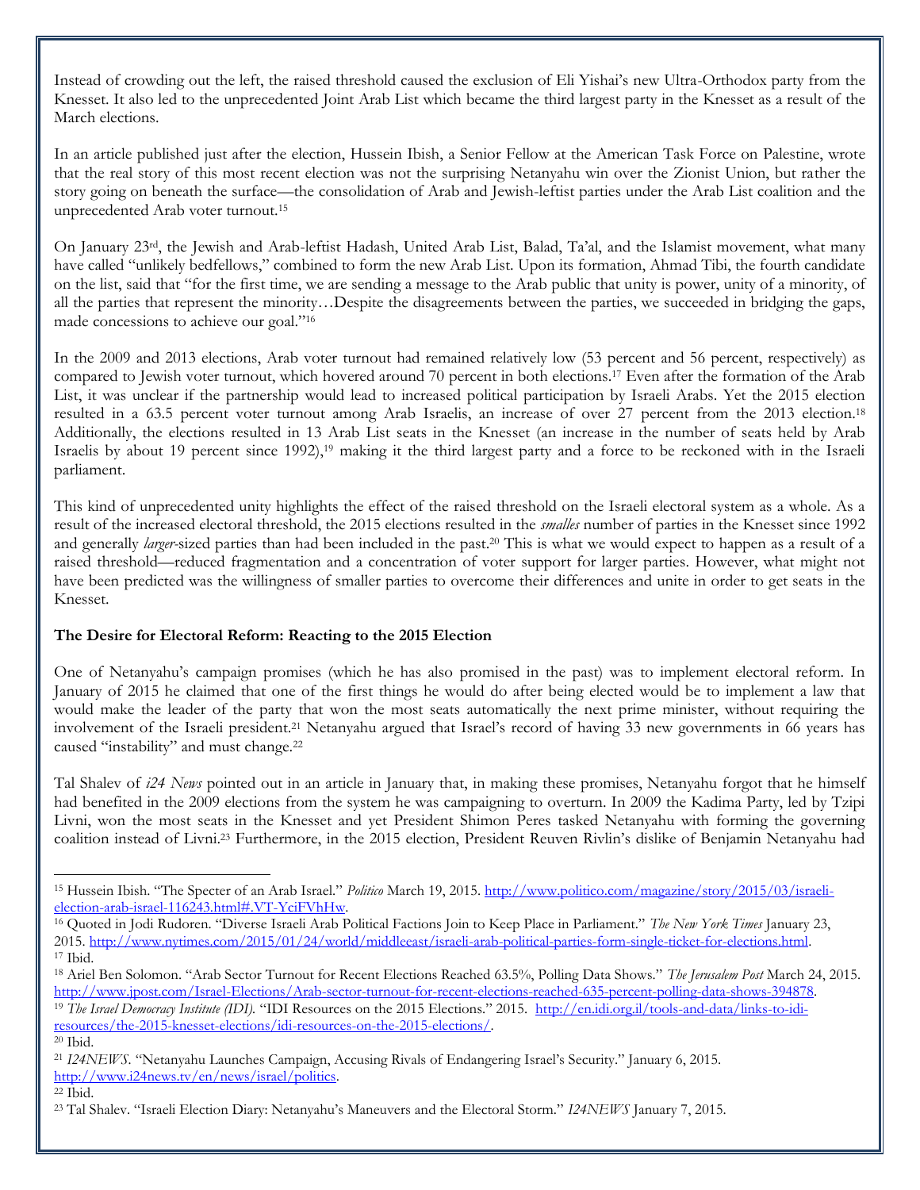Instead of crowding out the left, the raised threshold caused the exclusion of Eli Yishai's new Ultra-Orthodox party from the Knesset. It also led to the unprecedented Joint Arab List which became the third largest party in the Knesset as a result of the March elections.

In an article published just after the election, Hussein Ibish, a Senior Fellow at the American Task Force on Palestine, wrote that the real story of this most recent election was not the surprising Netanyahu win over the Zionist Union, but rather the story going on beneath the surface—the consolidation of Arab and Jewish-leftist parties under the Arab List coalition and the unprecedented Arab voter turnout.[15]

On January 23rd, the Jewish and Arab-leftist Hadash, United Arab List, Balad, Ta'al, and the Islamist movement, what many have called "unlikely bedfellows," combined to form the new Arab List. Upon its formation, Ahmad Tibi, the fourth candidate on the list, said that "for the first time, we are sending a message to the Arab public that unity is power, unity of a minority, of all the parties that represent the minority…Despite the disagreements between the parties, we succeeded in bridging the gaps, made concessions to achieve our goal."[16]

In the 2009 and 2013 elections, Arab voter turnout had remained relatively low (53 percent and 56 percent, respectively) as compared to Jewish voter turnout, which hovered around 70 percent in both elections.[17] Even after the formation of the Arab List, it was unclear if the partnership would lead to increased political participation by Israeli Arabs. Yet the 2015 election resulted in a 63.5 percent voter turnout among Arab Israelis, an increase of over 27 percent from the 2013 election.[18] Additionally, the elections resulted in 13 Arab List seats in the Knesset (an increase in the number of seats held by Arab Israelis by about 19 percent since 1992),[19] making it the third largest party and a force to be reckoned with in the Israeli parliament.

This kind of unprecedented unity highlights the effect of the raised threshold on the Israeli electoral system as a whole. As a result of the increased electoral threshold, the 2015 elections resulted in the *smalles* number of parties in the Knesset since 1992 and generally *larger*-sized parties than had been included in the past.[20] This is what we would expect to happen as a result of a raised threshold—reduced fragmentation and a concentration of voter support for larger parties. However, what might not have been predicted was the willingness of smaller parties to overcome their differences and unite in order to get seats in the Knesset.

**The Desire for Electoral Reform: Reacting to the 2015 Election**

One of Netanyahu's campaign promises (which he has also promised in the past) was to implement electoral reform. In January of 2015 he claimed that one of the first things he would do after being elected would be to implement a law that would make the leader of the party that won the most seats automatically the next prime minister, without requiring the involvement of the Israeli president.[21] Netanyahu argued that Israel's record of having 33 new governments in 66 years has caused "instability" and must change.[22]

Tal Shalev of *i24 News* pointed out in an article in January that, in making these promises, Netanyahu forgot that he himself had benefited in the 2009 elections from the system he was campaigning to overturn. In 2009 the Kadima Party, led by Tzipi Livni, won the most seats in the Knesset and yet President Shimon Peres tasked Netanyahu with forming the governing coalition instead of Livni.[23] Furthermore, in the 2015 election, President Reuven Rivlin's dislike of Benjamin Netanyahu had

---

[15] Hussein Ibish. "The Specter of an Arab Israel." *Politico* March 19, 2015. http://www.politico.com/magazine/story/2015/03/israeli-election-arab-israel-116243.html#.VT-YciFVhHw.

[16] Quoted in Jodi Rudoren. "Diverse Israeli Arab Political Factions Join to Keep Place in Parliament." *The New York Times* January 23, 2015. http://www.nytimes.com/2015/01/24/world/middleeast/israeli-arab-political-parties-form-single-ticket-for-elections.html.

[17] Ibid.

[18] Ariel Ben Solomon. "Arab Sector Turnout for Recent Elections Reached 63.5%, Polling Data Shows." *The Jerusalem Post* March 24, 2015. http://www.jpost.com/Israel-Elections/Arab-sector-turnout-for-recent-elections-reached-635-percent-polling-data-shows-394878.

[19] *The Israel Democracy Institute (IDI).* "IDI Resources on the 2015 Elections." 2015. http://en.idi.org.il/tools-and-data/links-to-idi-resources/the-2015-knesset-elections/idi-resources-on-the-2015-elections/.

[20] Ibid.

[21] *I24NEWS*. "Netanyahu Launches Campaign, Accusing Rivals of Endangering Israel's Security." January 6, 2015. http://www.i24news.tv/en/news/israel/politics.

[22] Ibid.

[23] Tal Shalev. "Israeli Election Diary: Netanyahu's Maneuvers and the Electoral Storm." *I24NEWS* January 7, 2015.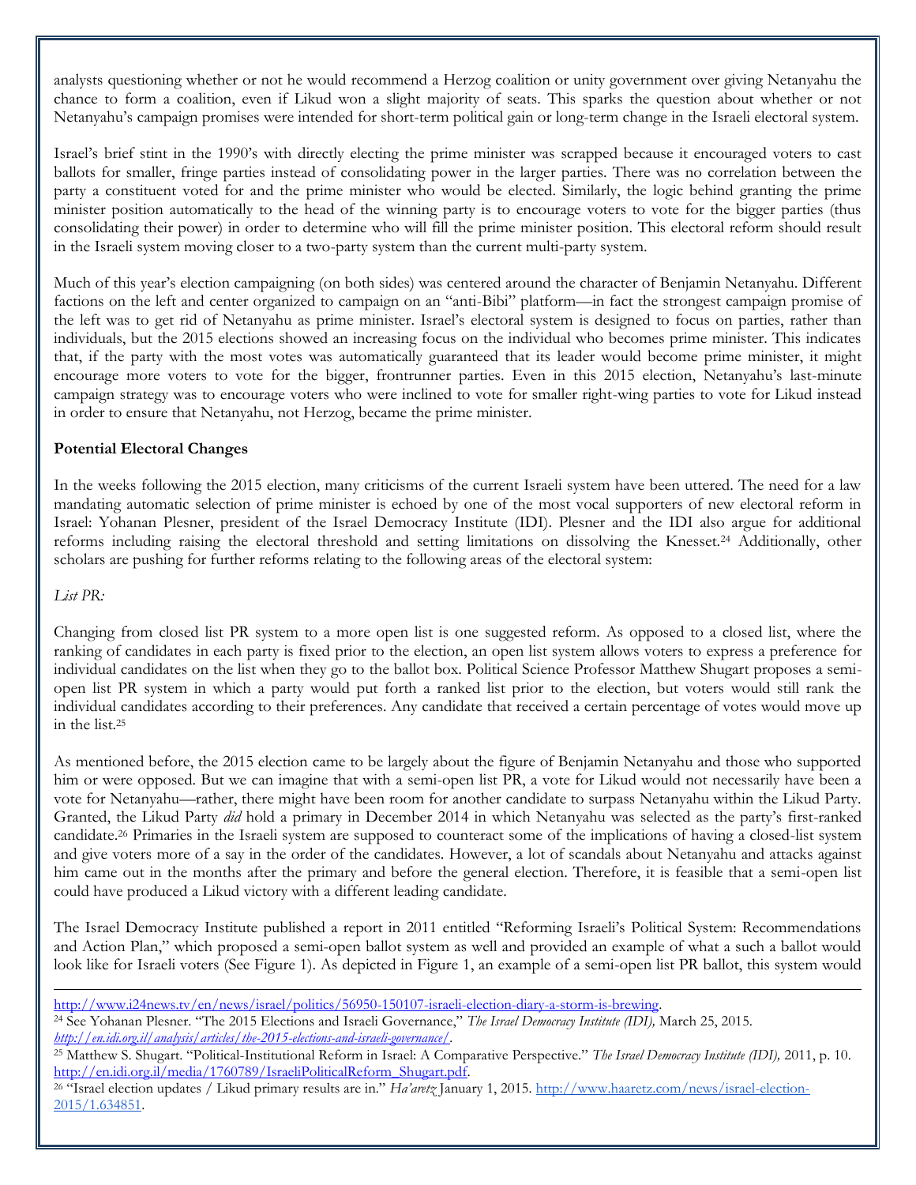analysts questioning whether or not he would recommend a Herzog coalition or unity government over giving Netanyahu the chance to form a coalition, even if Likud won a slight majority of seats. This sparks the question about whether or not Netanyahu's campaign promises were intended for short-term political gain or long-term change in the Israeli electoral system.

Israel's brief stint in the 1990's with directly electing the prime minister was scrapped because it encouraged voters to cast ballots for smaller, fringe parties instead of consolidating power in the larger parties. There was no correlation between the party a constituent voted for and the prime minister who would be elected. Similarly, the logic behind granting the prime minister position automatically to the head of the winning party is to encourage voters to vote for the bigger parties (thus consolidating their power) in order to determine who will fill the prime minister position. This electoral reform should result in the Israeli system moving closer to a two-party system than the current multi-party system.

Much of this year's election campaigning (on both sides) was centered around the character of Benjamin Netanyahu. Different factions on the left and center organized to campaign on an "anti-Bibi" platform—in fact the strongest campaign promise of the left was to get rid of Netanyahu as prime minister. Israel's electoral system is designed to focus on parties, rather than individuals, but the 2015 elections showed an increasing focus on the individual who becomes prime minister. This indicates that, if the party with the most votes was automatically guaranteed that its leader would become prime minister, it might encourage more voters to vote for the bigger, frontrunner parties. Even in this 2015 election, Netanyahu's last-minute campaign strategy was to encourage voters who were inclined to vote for smaller right-wing parties to vote for Likud instead in order to ensure that Netanyahu, not Herzog, became the prime minister.

**Potential Electoral Changes**

In the weeks following the 2015 election, many criticisms of the current Israeli system have been uttered. The need for a law mandating automatic selection of prime minister is echoed by one of the most vocal supporters of new electoral reform in Israel: Yohanan Plesner, president of the Israel Democracy Institute (IDI). Plesner and the IDI also argue for additional reforms including raising the electoral threshold and setting limitations on dissolving the Knesset.[24] Additionally, other scholars are pushing for further reforms relating to the following areas of the electoral system:

*List PR:*

Changing from closed list PR system to a more open list is one suggested reform. As opposed to a closed list, where the ranking of candidates in each party is fixed prior to the election, an open list system allows voters to express a preference for individual candidates on the list when they go to the ballot box. Political Science Professor Matthew Shugart proposes a semi-open list PR system in which a party would put forth a ranked list prior to the election, but voters would still rank the individual candidates according to their preferences. Any candidate that received a certain percentage of votes would move up in the list.[25]

As mentioned before, the 2015 election came to be largely about the figure of Benjamin Netanyahu and those who supported him or were opposed. But we can imagine that with a semi-open list PR, a vote for Likud would not necessarily have been a vote for Netanyahu—rather, there might have been room for another candidate to surpass Netanyahu within the Likud Party. Granted, the Likud Party *did* hold a primary in December 2014 in which Netanyahu was selected as the party's first-ranked candidate.[26] Primaries in the Israeli system are supposed to counteract some of the implications of having a closed-list system and give voters more of a say in the order of the candidates. However, a lot of scandals about Netanyahu and attacks against him came out in the months after the primary and before the general election. Therefore, it is feasible that a semi-open list could have produced a Likud victory with a different leading candidate.

The Israel Democracy Institute published a report in 2011 entitled "Reforming Israeli's Political System: Recommendations and Action Plan," which proposed a semi-open ballot system as well and provided an example of what a such a ballot would look like for Israeli voters (See Figure 1). As depicted in Figure 1, an example of a semi-open list PR ballot, this system would

---

http://www.i24news.tv/en/news/israel/politics/56950-150107-israeli-election-diary-a-storm-is-brewing.

[24] See Yohanan Plesner. "The 2015 Elections and Israeli Governance," *The Israel Democracy Institute (IDI),* March 25, 2015. *http://en.idi.org.il/analysis/articles/the-2015-elections-and-israeli-governance/*.

[25] Matthew S. Shugart. "Political-Institutional Reform in Israel: A Comparative Perspective." *The Israel Democracy Institute (IDI),* 2011, p. 10. http://en.idi.org.il/media/1760789/IsraeliPoliticalReform_Shugart.pdf.

[26] "Israel election updates / Likud primary results are in." *Ha'aretz* January 1, 2015. http://www.haaretz.com/news/israel-election-2015/1.634851.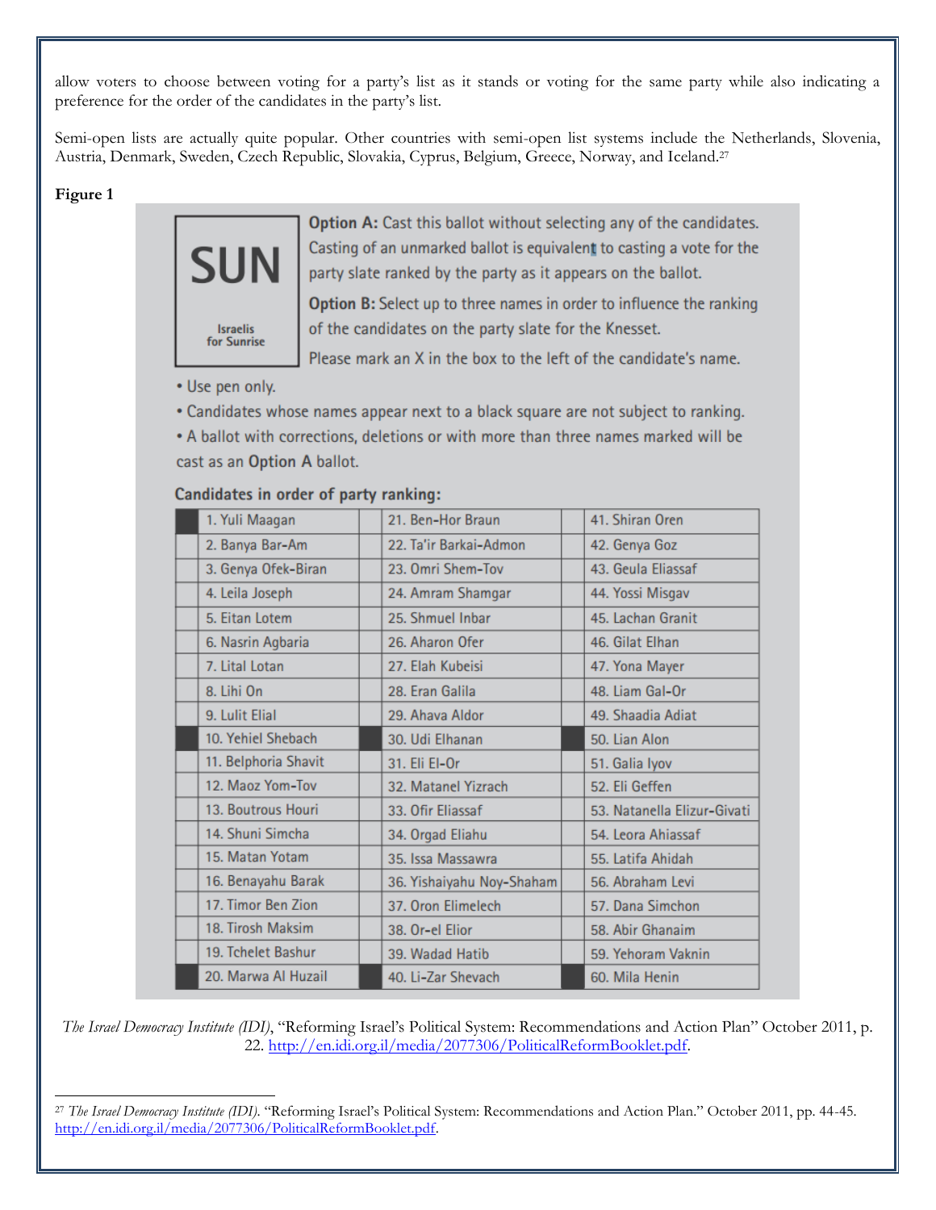allow voters to choose between voting for a party's list as it stands or voting for the same party while also indicating a preference for the order of the candidates in the party's list.

Semi-open lists are actually quite popular. Other countries with semi-open list systems include the Netherlands, Slovenia, Austria, Denmark, Sweden, Czech Republic, Slovakia, Cyprus, Belgium, Greece, Norway, and Iceland.[27]

**Figure 1**

**SUN**

Israelis for Sunrise

**Option A:** Cast this ballot without selecting any of the candidates. Casting of an unmarked ballot is equivalent to casting a vote for the party slate ranked by the party as it appears on the ballot.

**Option B:** Select up to three names in order to influence the ranking of the candidates on the party slate for the Knesset.

Please mark an X in the box to the left of the candidate's name.

- Use pen only.
- Candidates whose names appear next to a black square are not subject to ranking.
- A ballot with corrections, deletions or with more than three names marked will be cast as an **Option A** ballot.

**Candidates in order of party ranking:**

| | | | | | |
|---|---|---|---|---|---|
| ■ | 1. Yuli Maagan | | 21. Ben-Hor Braun | | 41. Shiran Oren |
| | 2. Banya Bar-Am | | 22. Ta'ir Barkai-Admon | | 42. Genya Goz |
| | 3. Genya Ofek-Biran | | 23. Omri Shem-Tov | | 43. Geula Eliassaf |
| | 4. Leila Joseph | | 24. Amram Shamgar | | 44. Yossi Misgav |
| | 5. Eitan Lotem | | 25. Shmuel Inbar | | 45. Lachan Granit |
| | 6. Nasrin Agbaria | | 26. Aharon Ofer | | 46. Gilat Elhan |
| | 7. Lital Lotan | | 27. Elah Kubeisi | | 47. Yona Mayer |
| | 8. Lihi On | | 28. Eran Galila | | 48. Liam Gal-Or |
| | 9. Lulit Elial | | 29. Ahava Aldor | | 49. Shaadia Adiat |
| ■ | 10. Yehiel Shebach | ■ | 30. Udi Elhanan | ■ | 50. Lian Alon |
| | 11. Belphoria Shavit | | 31. Eli El-Or | | 51. Galia Iyov |
| | 12. Maoz Yom-Tov | | 32. Matanel Yizrach | | 52. Eli Geffen |
| | 13. Boutrous Houri | | 33. Ofir Eliassaf | | 53. Natanella Elizur-Givati |
| | 14. Shuni Simcha | | 34. Orgad Eliahu | | 54. Leora Ahiassaf |
| | 15. Matan Yotam | | 35. Issa Massawra | | 55. Latifa Ahidah |
| | 16. Benayahu Barak | | 36. Yishaiyahu Noy-Shaham | | 56. Abraham Levi |
| | 17. Timor Ben Zion | | 37. Oron Elimelech | | 57. Dana Simchon |
| | 18. Tirosh Maksim | | 38. Or-el Elior | | 58. Abir Ghanaim |
| | 19. Tchelet Bashur | | 39. Wadad Hatib | | 59. Yehoram Vaknin |
| ■ | 20. Marwa Al Huzail | ■ | 40. Li-Zar Shevach | ■ | 60. Mila Henin |

*The Israel Democracy Institute (IDI)*, "Reforming Israel's Political System: Recommendations and Action Plan" October 2011, p. 22. http://en.idi.org.il/media/2077306/PoliticalReformBooklet.pdf.

---

[27] *The Israel Democracy Institute (IDI).* "Reforming Israel's Political System: Recommendations and Action Plan." October 2011, pp. 44-45. http://en.idi.org.il/media/2077306/PoliticalReformBooklet.pdf.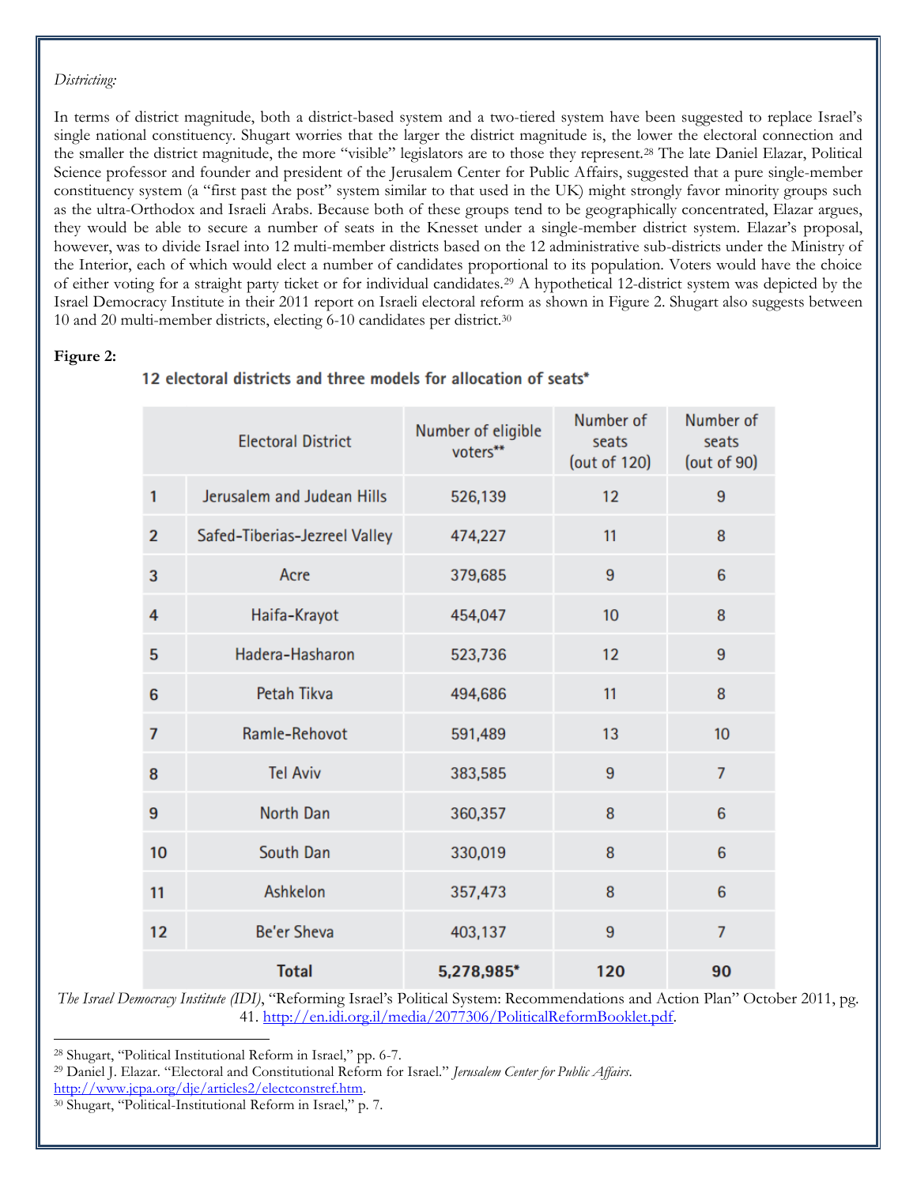*Districting:*

In terms of district magnitude, both a district-based system and a two-tiered system have been suggested to replace Israel's single national constituency. Shugart worries that the larger the district magnitude is, the lower the electoral connection and the smaller the district magnitude, the more "visible" legislators are to those they represent.[28] The late Daniel Elazar, Political Science professor and founder and president of the Jerusalem Center for Public Affairs, suggested that a pure single-member constituency system (a "first past the post" system similar to that used in the UK) might strongly favor minority groups such as the ultra-Orthodox and Israeli Arabs. Because both of these groups tend to be geographically concentrated, Elazar argues, they would be able to secure a number of seats in the Knesset under a single-member district system. Elazar's proposal, however, was to divide Israel into 12 multi-member districts based on the 12 administrative sub-districts under the Ministry of the Interior, each of which would elect a number of candidates proportional to its population. Voters would have the choice of either voting for a straight party ticket or for individual candidates.[29] A hypothetical 12-district system was depicted by the Israel Democracy Institute in their 2011 report on Israeli electoral reform as shown in Figure 2. Shugart also suggests between 10 and 20 multi-member districts, electing 6-10 candidates per district.[30]

**Figure 2:**

**12 electoral districts and three models for allocation of seats***

| | Electoral District | Number of eligible voters** | Number of seats (out of 120) | Number of seats (out of 90) |
|---|---|---|---|---|
| 1 | Jerusalem and Judean Hills | 526,139 | 12 | 9 |
| 2 | Safed-Tiberias-Jezreel Valley | 474,227 | 11 | 8 |
| 3 | Acre | 379,685 | 9 | 6 |
| 4 | Haifa-Krayot | 454,047 | 10 | 8 |
| 5 | Hadera-Hasharon | 523,736 | 12 | 9 |
| 6 | Petah Tikva | 494,686 | 11 | 8 |
| 7 | Ramle-Rehovot | 591,489 | 13 | 10 |
| 8 | Tel Aviv | 383,585 | 9 | 7 |
| 9 | North Dan | 360,357 | 8 | 6 |
| 10 | South Dan | 330,019 | 8 | 6 |
| 11 | Ashkelon | 357,473 | 8 | 6 |
| 12 | Be'er Sheva | 403,137 | 9 | 7 |
| | **Total** | **5,278,985*** | **120** | **90** |

*The Israel Democracy Institute (IDI)*, "Reforming Israel's Political System: Recommendations and Action Plan" October 2011, pg. 41. http://en.idi.org.il/media/2077306/PoliticalReformBooklet.pdf.

---

[28] Shugart, "Political Institutional Reform in Israel," pp. 6-7.

[29] Daniel J. Elazar. "Electoral and Constitutional Reform for Israel." *Jerusalem Center for Public Affairs*. http://www.jcpa.org/dje/articles2/electconstref.htm.

[30] Shugart, "Political-Institutional Reform in Israel," p. 7.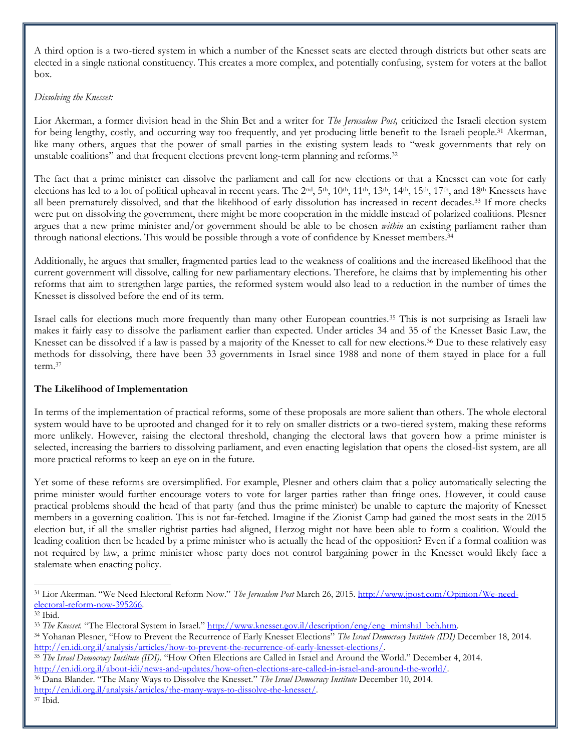A third option is a two-tiered system in which a number of the Knesset seats are elected through districts but other seats are elected in a single national constituency. This creates a more complex, and potentially confusing, system for voters at the ballot box.

*Dissolving the Knesset:*

Lior Akerman, a former division head in the Shin Bet and a writer for *The Jerusalem Post,* criticized the Israeli election system for being lengthy, costly, and occurring way too frequently, and yet producing little benefit to the Israeli people.[31] Akerman, like many others, argues that the power of small parties in the existing system leads to "weak governments that rely on unstable coalitions" and that frequent elections prevent long-term planning and reforms.[32]

The fact that a prime minister can dissolve the parliament and call for new elections or that a Knesset can vote for early elections has led to a lot of political upheaval in recent years. The 2nd, 5th, 10th, 11th, 13th, 14th, 15th, 17th, and 18th Knessets have all been prematurely dissolved, and that the likelihood of early dissolution has increased in recent decades.[33] If more checks were put on dissolving the government, there might be more cooperation in the middle instead of polarized coalitions. Plesner argues that a new prime minister and/or government should be able to be chosen *within* an existing parliament rather than through national elections. This would be possible through a vote of confidence by Knesset members.[34]

Additionally, he argues that smaller, fragmented parties lead to the weakness of coalitions and the increased likelihood that the current government will dissolve, calling for new parliamentary elections. Therefore, he claims that by implementing his other reforms that aim to strengthen large parties, the reformed system would also lead to a reduction in the number of times the Knesset is dissolved before the end of its term.

Israel calls for elections much more frequently than many other European countries.[35] This is not surprising as Israeli law makes it fairly easy to dissolve the parliament earlier than expected. Under articles 34 and 35 of the Knesset Basic Law, the Knesset can be dissolved if a law is passed by a majority of the Knesset to call for new elections.[36] Due to these relatively easy methods for dissolving, there have been 33 governments in Israel since 1988 and none of them stayed in place for a full term.[37]

**The Likelihood of Implementation**

In terms of the implementation of practical reforms, some of these proposals are more salient than others. The whole electoral system would have to be uprooted and changed for it to rely on smaller districts or a two-tiered system, making these reforms more unlikely. However, raising the electoral threshold, changing the electoral laws that govern how a prime minister is selected, increasing the barriers to dissolving parliament, and even enacting legislation that opens the closed-list system, are all more practical reforms to keep an eye on in the future.

Yet some of these reforms are oversimplified. For example, Plesner and others claim that a policy automatically selecting the prime minister would further encourage voters to vote for larger parties rather than fringe ones. However, it could cause practical problems should the head of that party (and thus the prime minister) be unable to capture the majority of Knesset members in a governing coalition. This is not far-fetched. Imagine if the Zionist Camp had gained the most seats in the 2015 election but, if all the smaller rightist parties had aligned, Herzog might not have been able to form a coalition. Would the leading coalition then be headed by a prime minister who is actually the head of the opposition? Even if a formal coalition was not required by law, a prime minister whose party does not control bargaining power in the Knesset would likely face a stalemate when enacting policy.

---

[31] Lior Akerman. "We Need Electoral Reform Now." *The Jerusalem Post* March 26, 2015. http://www.jpost.com/Opinion/We-need-electoral-reform-now-395266.

[32] Ibid.

[33] *The Knesset.* "The Electoral System in Israel." http://www.knesset.gov.il/description/eng/eng_mimshal_beh.htm.

[34] Yohanan Plesner, "How to Prevent the Recurrence of Early Knesset Elections" *The Israel Democracy Institute (IDI)* December 18, 2014. http://en.idi.org.il/analysis/articles/how-to-prevent-the-recurrence-of-early-knesset-elections/.

[35] *The Israel Democracy Institute (IDI).* "How Often Elections are Called in Israel and Around the World." December 4, 2014. http://en.idi.org.il/about-idi/news-and-updates/how-often-elections-are-called-in-israel-and-around-the-world/.

[36] Dana Blander. "The Many Ways to Dissolve the Knesset." *The Israel Democracy Institute* December 10, 2014. http://en.idi.org.il/analysis/articles/the-many-ways-to-dissolve-the-knesset/.

[37] Ibid.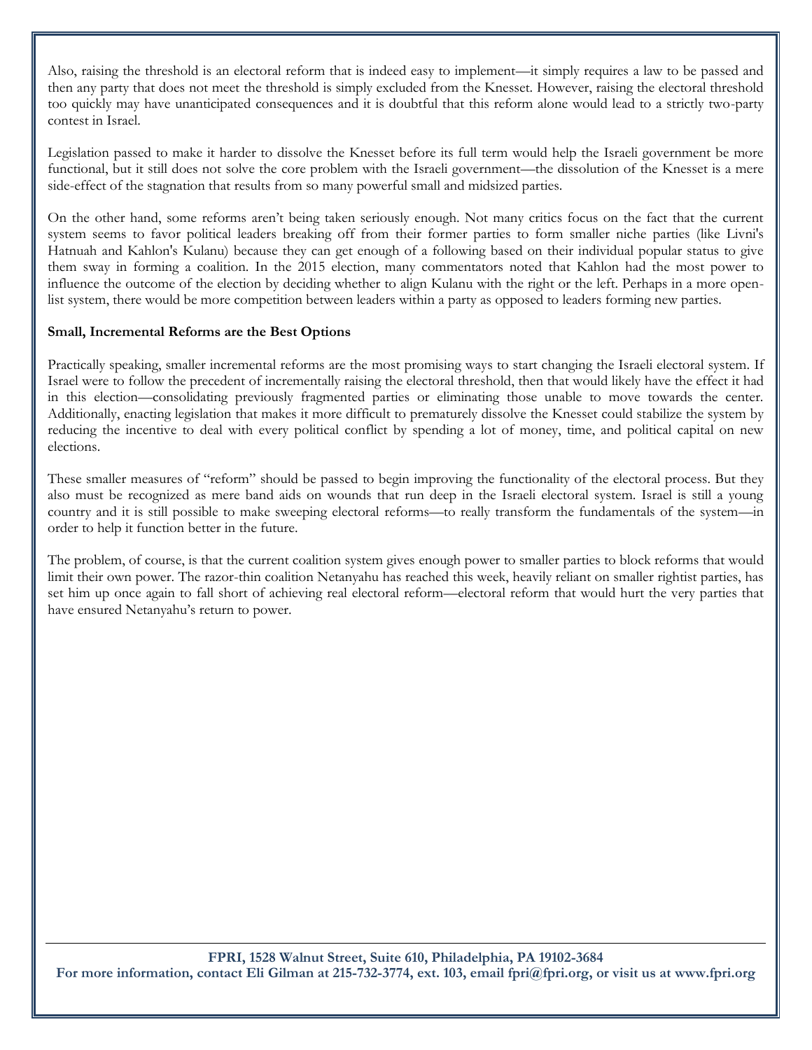Also, raising the threshold is an electoral reform that is indeed easy to implement—it simply requires a law to be passed and then any party that does not meet the threshold is simply excluded from the Knesset. However, raising the electoral threshold too quickly may have unanticipated consequences and it is doubtful that this reform alone would lead to a strictly two-party contest in Israel.

Legislation passed to make it harder to dissolve the Knesset before its full term would help the Israeli government be more functional, but it still does not solve the core problem with the Israeli government—the dissolution of the Knesset is a mere side-effect of the stagnation that results from so many powerful small and midsized parties.

On the other hand, some reforms aren't being taken seriously enough. Not many critics focus on the fact that the current system seems to favor political leaders breaking off from their former parties to form smaller niche parties (like Livni's Hatnuah and Kahlon's Kulanu) because they can get enough of a following based on their individual popular status to give them sway in forming a coalition. In the 2015 election, many commentators noted that Kahlon had the most power to influence the outcome of the election by deciding whether to align Kulanu with the right or the left. Perhaps in a more open-list system, there would be more competition between leaders within a party as opposed to leaders forming new parties.

**Small, Incremental Reforms are the Best Options**

Practically speaking, smaller incremental reforms are the most promising ways to start changing the Israeli electoral system. If Israel were to follow the precedent of incrementally raising the electoral threshold, then that would likely have the effect it had in this election—consolidating previously fragmented parties or eliminating those unable to move towards the center. Additionally, enacting legislation that makes it more difficult to prematurely dissolve the Knesset could stabilize the system by reducing the incentive to deal with every political conflict by spending a lot of money, time, and political capital on new elections.

These smaller measures of "reform" should be passed to begin improving the functionality of the electoral process. But they also must be recognized as mere band aids on wounds that run deep in the Israeli electoral system. Israel is still a young country and it is still possible to make sweeping electoral reforms—to really transform the fundamentals of the system—in order to help it function better in the future.

The problem, of course, is that the current coalition system gives enough power to smaller parties to block reforms that would limit their own power. The razor-thin coalition Netanyahu has reached this week, heavily reliant on smaller rightist parties, has set him up once again to fall short of achieving real electoral reform—electoral reform that would hurt the very parties that have ensured Netanyahu's return to power.

**FPRI, 1528 Walnut Street, Suite 610, Philadelphia, PA 19102-3684**
**For more information, contact Eli Gilman at 215-732-3774, ext. 103, email fpri@fpri.org, or visit us at www.fpri.org**